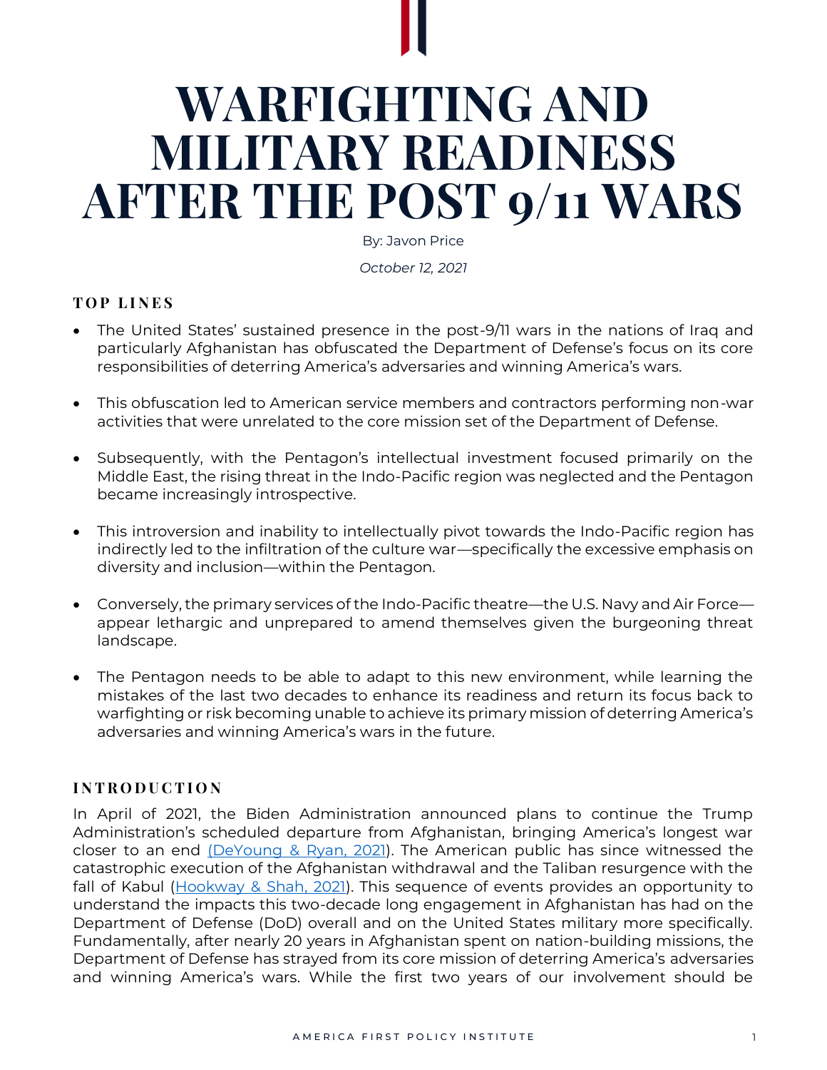# WARFIGHTING AND MILITARY READINESS AFTER THE POST 9/11 WARS

By: Javon Price

*October 12, 2021*

## TOP LINES

- The United States' sustained presence in the post-9/11 wars in the nations of Iraq and particularly Afghanistan has obfuscated the Department of Defense's focus on its core responsibilities of deterring America's adversaries and winning America's wars.

- This obfuscation led to American service members and contractors performing non-war activities that were unrelated to the core mission set of the Department of Defense.

- Subsequently, with the Pentagon's intellectual investment focused primarily on the Middle East, the rising threat in the Indo-Pacific region was neglected and the Pentagon became increasingly introspective.

- This introversion and inability to intellectually pivot towards the Indo-Pacific region has indirectly led to the infiltration of the culture war—specifically the excessive emphasis on diversity and inclusion—within the Pentagon.

- Conversely, the primary services of the Indo-Pacific theatre—the U.S. Navy and Air Force—appear lethargic and unprepared to amend themselves given the burgeoning threat landscape.

- The Pentagon needs to be able to adapt to this new environment, while learning the mistakes of the last two decades to enhance its readiness and return its focus back to warfighting or risk becoming unable to achieve its primary mission of deterring America's adversaries and winning America's wars in the future.

## INTRODUCTION

In April of 2021, the Biden Administration announced plans to continue the Trump Administration's scheduled departure from Afghanistan, bringing America's longest war closer to an end (DeYoung & Ryan, 2021). The American public has since witnessed the catastrophic execution of the Afghanistan withdrawal and the Taliban resurgence with the fall of Kabul (Hookway & Shah, 2021). This sequence of events provides an opportunity to understand the impacts this two-decade long engagement in Afghanistan has had on the Department of Defense (DoD) overall and on the United States military more specifically. Fundamentally, after nearly 20 years in Afghanistan spent on nation-building missions, the Department of Defense has strayed from its core mission of deterring America's adversaries and winning America's wars. While the first two years of our involvement should be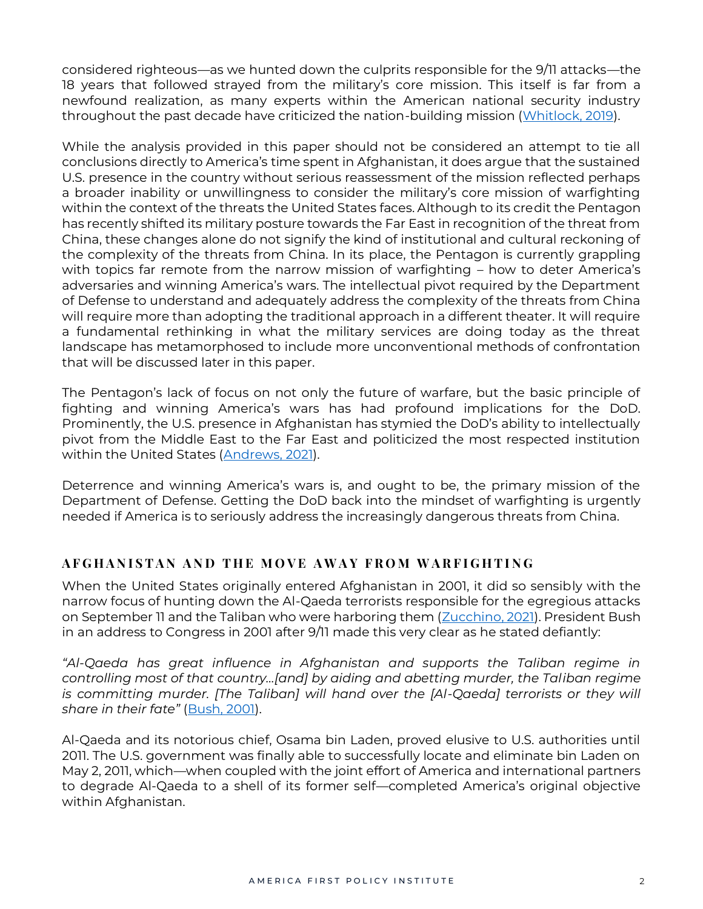considered righteous—as we hunted down the culprits responsible for the 9/11 attacks—the 18 years that followed strayed from the military's core mission. This itself is far from a newfound realization, as many experts within the American national security industry throughout the past decade have criticized the nation-building mission ([Whitlock, 2019]).

While the analysis provided in this paper should not be considered an attempt to tie all conclusions directly to America's time spent in Afghanistan, it does argue that the sustained U.S. presence in the country without serious reassessment of the mission reflected perhaps a broader inability or unwillingness to consider the military's core mission of warfighting within the context of the threats the United States faces. Although to its credit the Pentagon has recently shifted its military posture towards the Far East in recognition of the threat from China, these changes alone do not signify the kind of institutional and cultural reckoning of the complexity of the threats from China. In its place, the Pentagon is currently grappling with topics far remote from the narrow mission of warfighting – how to deter America's adversaries and winning America's wars. The intellectual pivot required by the Department of Defense to understand and adequately address the complexity of the threats from China will require more than adopting the traditional approach in a different theater. It will require a fundamental rethinking in what the military services are doing today as the threat landscape has metamorphosed to include more unconventional methods of confrontation that will be discussed later in this paper.

The Pentagon's lack of focus on not only the future of warfare, but the basic principle of fighting and winning America's wars has had profound implications for the DoD. Prominently, the U.S. presence in Afghanistan has stymied the DoD's ability to intellectually pivot from the Middle East to the Far East and politicized the most respected institution within the United States ([Andrews, 2021]).

Deterrence and winning America's wars is, and ought to be, the primary mission of the Department of Defense. Getting the DoD back into the mindset of warfighting is urgently needed if America is to seriously address the increasingly dangerous threats from China.

## AFGHANISTAN AND THE MOVE AWAY FROM WARFIGHTING

When the United States originally entered Afghanistan in 2001, it did so sensibly with the narrow focus of hunting down the Al-Qaeda terrorists responsible for the egregious attacks on September 11 and the Taliban who were harboring them ([Zucchino, 2021]). President Bush in an address to Congress in 2001 after 9/11 made this very clear as he stated defiantly:

*"Al-Qaeda has great influence in Afghanistan and supports the Taliban regime in controlling most of that country…[and] by aiding and abetting murder, the Taliban regime is committing murder. [The Taliban] will hand over the [Al-Qaeda] terrorists or they will share in their fate"* ([Bush, 2001]).

Al-Qaeda and its notorious chief, Osama bin Laden, proved elusive to U.S. authorities until 2011. The U.S. government was finally able to successfully locate and eliminate bin Laden on May 2, 2011, which—when coupled with the joint effort of America and international partners to degrade Al-Qaeda to a shell of its former self—completed America's original objective within Afghanistan.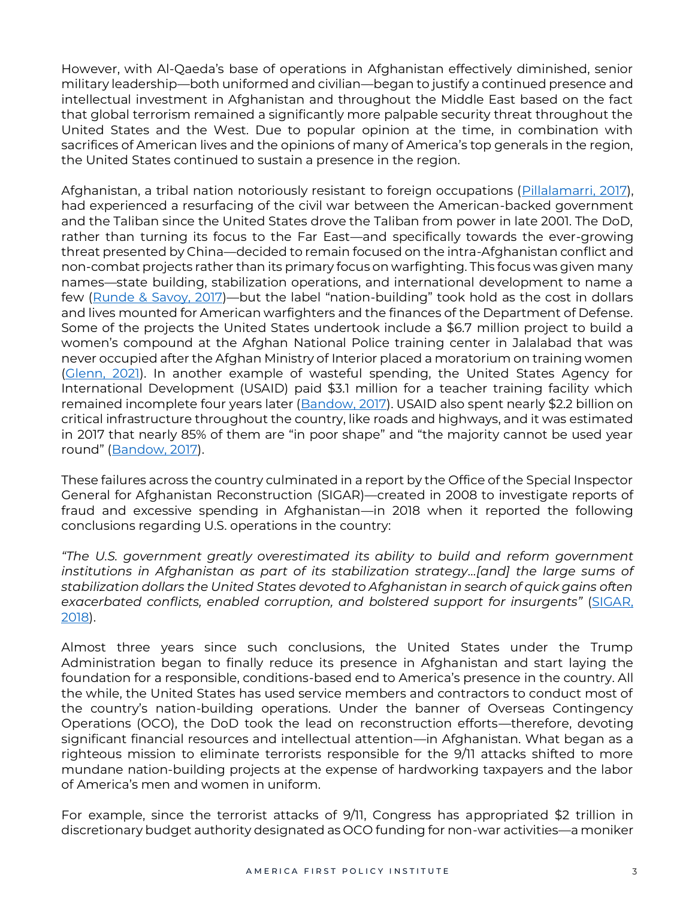However, with Al-Qaeda's base of operations in Afghanistan effectively diminished, senior military leadership—both uniformed and civilian—began to justify a continued presence and intellectual investment in Afghanistan and throughout the Middle East based on the fact that global terrorism remained a significantly more palpable security threat throughout the United States and the West. Due to popular opinion at the time, in combination with sacrifices of American lives and the opinions of many of America's top generals in the region, the United States continued to sustain a presence in the region.

Afghanistan, a tribal nation notoriously resistant to foreign occupations (Pillalamarri, 2017), had experienced a resurfacing of the civil war between the American-backed government and the Taliban since the United States drove the Taliban from power in late 2001. The DoD, rather than turning its focus to the Far East—and specifically towards the ever-growing threat presented by China—decided to remain focused on the intra-Afghanistan conflict and non-combat projects rather than its primary focus on warfighting. This focus was given many names—state building, stabilization operations, and international development to name a few (Runde & Savoy, 2017)—but the label "nation-building" took hold as the cost in dollars and lives mounted for American warfighters and the finances of the Department of Defense. Some of the projects the United States undertook include a $6.7 million project to build a women's compound at the Afghan National Police training center in Jalalabad that was never occupied after the Afghan Ministry of Interior placed a moratorium on training women (Glenn, 2021). In another example of wasteful spending, the United States Agency for International Development (USAID) paid $3.1 million for a teacher training facility which remained incomplete four years later (Bandow, 2017). USAID also spent nearly $2.2 billion on critical infrastructure throughout the country, like roads and highways, and it was estimated in 2017 that nearly 85% of them are "in poor shape" and "the majority cannot be used year round" (Bandow, 2017).

These failures across the country culminated in a report by the Office of the Special Inspector General for Afghanistan Reconstruction (SIGAR)—created in 2008 to investigate reports of fraud and excessive spending in Afghanistan—in 2018 when it reported the following conclusions regarding U.S. operations in the country:

*"The U.S. government greatly overestimated its ability to build and reform government institutions in Afghanistan as part of its stabilization strategy…[and] the large sums of stabilization dollars the United States devoted to Afghanistan in search of quick gains often exacerbated conflicts, enabled corruption, and bolstered support for insurgents"* (SIGAR, 2018).

Almost three years since such conclusions, the United States under the Trump Administration began to finally reduce its presence in Afghanistan and start laying the foundation for a responsible, conditions-based end to America's presence in the country. All the while, the United States has used service members and contractors to conduct most of the country's nation-building operations. Under the banner of Overseas Contingency Operations (OCO), the DoD took the lead on reconstruction efforts—therefore, devoting significant financial resources and intellectual attention—in Afghanistan. What began as a righteous mission to eliminate terrorists responsible for the 9/11 attacks shifted to more mundane nation-building projects at the expense of hardworking taxpayers and the labor of America's men and women in uniform.

For example, since the terrorist attacks of 9/11, Congress has appropriated $2 trillion in discretionary budget authority designated as OCO funding for non-war activities—a moniker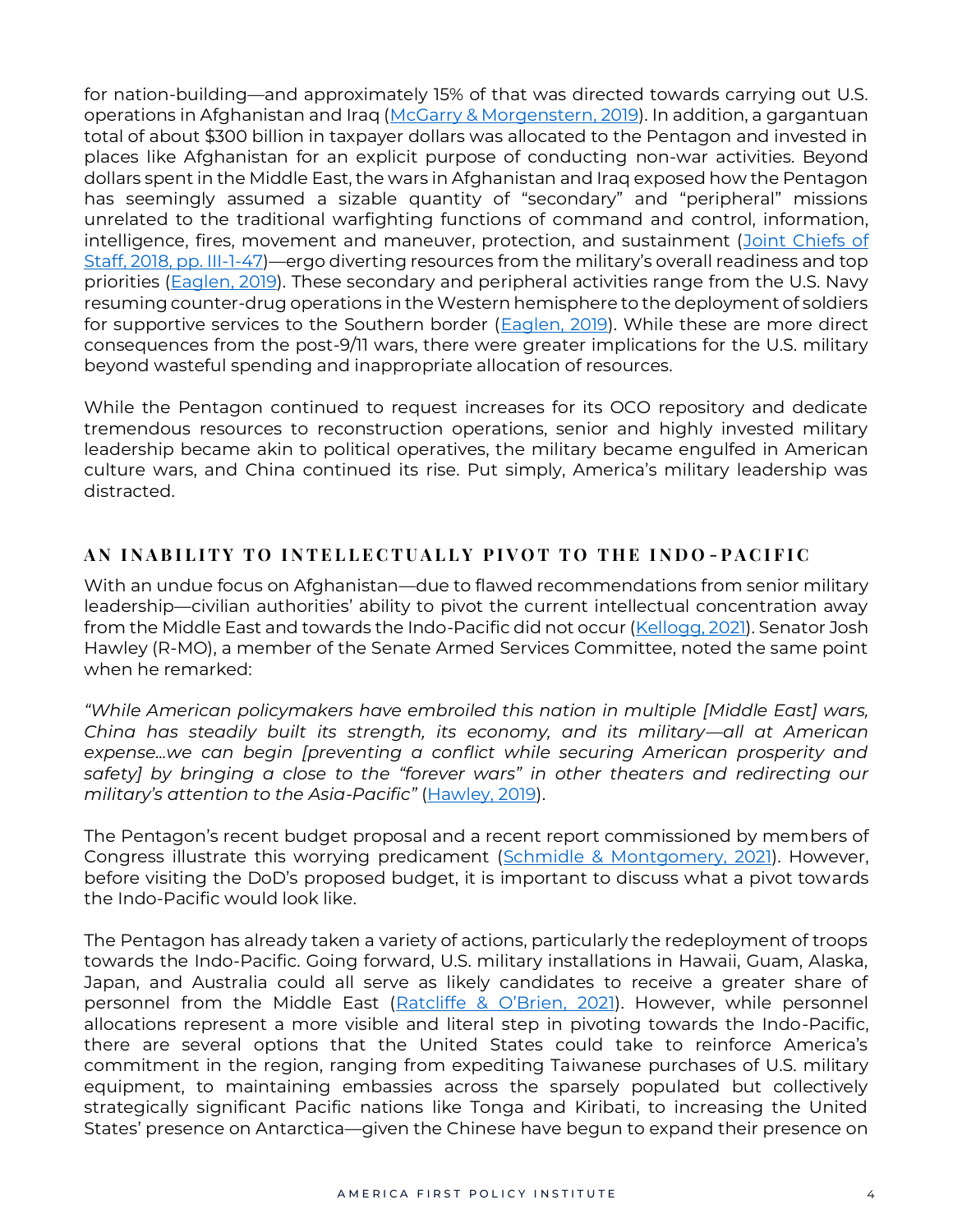for nation-building—and approximately 15% of that was directed towards carrying out U.S. operations in Afghanistan and Iraq ([McGarry & Morgenstern, 2019]). In addition, a gargantuan total of about $300 billion in taxpayer dollars was allocated to the Pentagon and invested in places like Afghanistan for an explicit purpose of conducting non-war activities. Beyond dollars spent in the Middle East, the wars in Afghanistan and Iraq exposed how the Pentagon has seemingly assumed a sizable quantity of "secondary" and "peripheral" missions unrelated to the traditional warfighting functions of command and control, information, intelligence, fires, movement and maneuver, protection, and sustainment ([Joint Chiefs of Staff, 2018, pp. III-1-47])—ergo diverting resources from the military's overall readiness and top priorities ([Eaglen, 2019]). These secondary and peripheral activities range from the U.S. Navy resuming counter-drug operations in the Western hemisphere to the deployment of soldiers for supportive services to the Southern border ([Eaglen, 2019]). While these are more direct consequences from the post-9/11 wars, there were greater implications for the U.S. military beyond wasteful spending and inappropriate allocation of resources.

While the Pentagon continued to request increases for its OCO repository and dedicate tremendous resources to reconstruction operations, senior and highly invested military leadership became akin to political operatives, the military became engulfed in American culture wars, and China continued its rise. Put simply, America's military leadership was distracted.

## AN INABILITY TO INTELLECTUALLY PIVOT TO THE INDO-PACIFIC

With an undue focus on Afghanistan—due to flawed recommendations from senior military leadership—civilian authorities' ability to pivot the current intellectual concentration away from the Middle East and towards the Indo-Pacific did not occur ([Kellogg, 2021]). Senator Josh Hawley (R-MO), a member of the Senate Armed Services Committee, noted the same point when he remarked:

*"While American policymakers have embroiled this nation in multiple [Middle East] wars, China has steadily built its strength, its economy, and its military—all at American expense…we can begin [preventing a conflict while securing American prosperity and safety] by bringing a close to the "forever wars" in other theaters and redirecting our military's attention to the Asia-Pacific"* ([Hawley, 2019]).

The Pentagon's recent budget proposal and a recent report commissioned by members of Congress illustrate this worrying predicament ([Schmidle & Montgomery, 2021]). However, before visiting the DoD's proposed budget, it is important to discuss what a pivot towards the Indo-Pacific would look like.

The Pentagon has already taken a variety of actions, particularly the redeployment of troops towards the Indo-Pacific. Going forward, U.S. military installations in Hawaii, Guam, Alaska, Japan, and Australia could all serve as likely candidates to receive a greater share of personnel from the Middle East ([Ratcliffe & O'Brien, 2021]). However, while personnel allocations represent a more visible and literal step in pivoting towards the Indo-Pacific, there are several options that the United States could take to reinforce America's commitment in the region, ranging from expediting Taiwanese purchases of U.S. military equipment, to maintaining embassies across the sparsely populated but collectively strategically significant Pacific nations like Tonga and Kiribati, to increasing the United States' presence on Antarctica—given the Chinese have begun to expand their presence on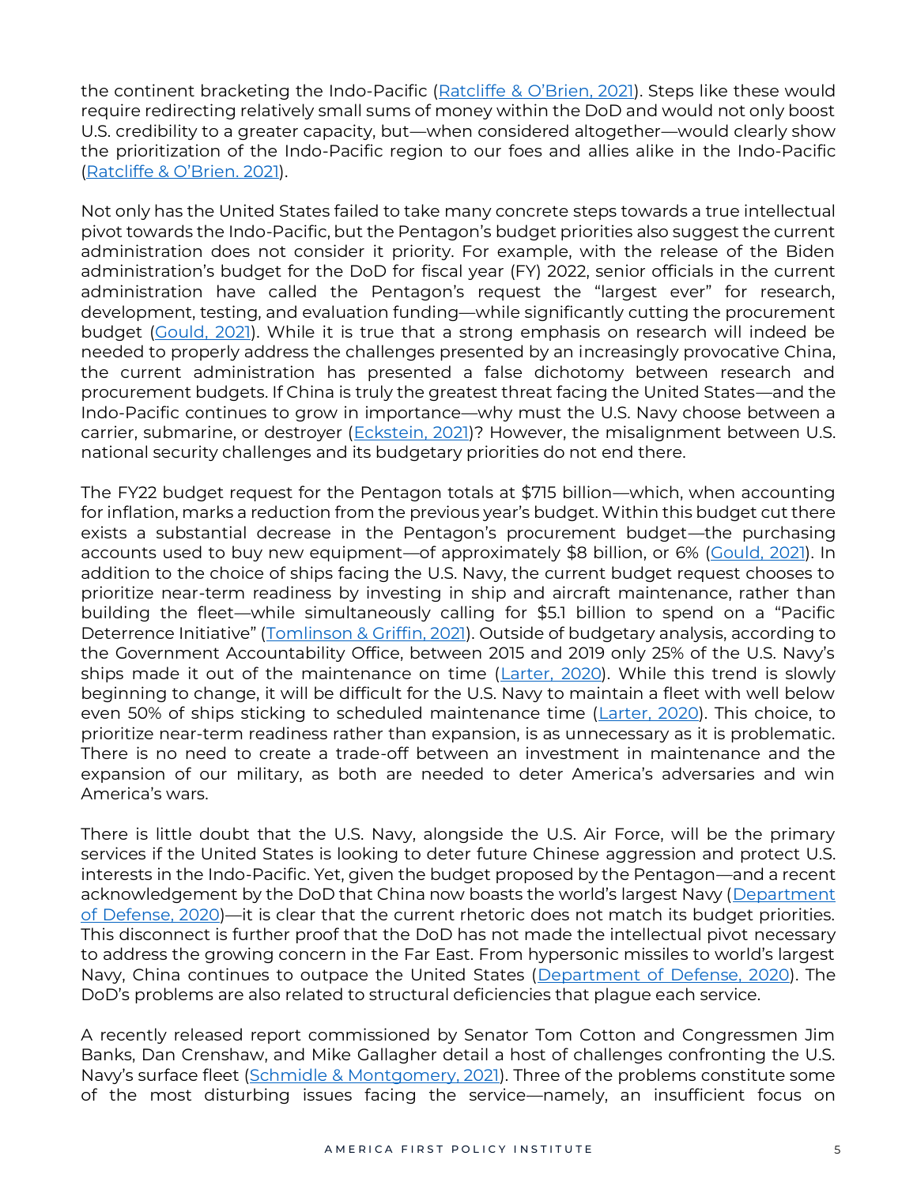the continent bracketing the Indo-Pacific (Ratcliffe & O'Brien, 2021). Steps like these would require redirecting relatively small sums of money within the DoD and would not only boost U.S. credibility to a greater capacity, but—when considered altogether—would clearly show the prioritization of the Indo-Pacific region to our foes and allies alike in the Indo-Pacific (Ratcliffe & O'Brien. 2021).

Not only has the United States failed to take many concrete steps towards a true intellectual pivot towards the Indo-Pacific, but the Pentagon's budget priorities also suggest the current administration does not consider it priority. For example, with the release of the Biden administration's budget for the DoD for fiscal year (FY) 2022, senior officials in the current administration have called the Pentagon's request the "largest ever" for research, development, testing, and evaluation funding—while significantly cutting the procurement budget (Gould, 2021). While it is true that a strong emphasis on research will indeed be needed to properly address the challenges presented by an increasingly provocative China, the current administration has presented a false dichotomy between research and procurement budgets. If China is truly the greatest threat facing the United States—and the Indo-Pacific continues to grow in importance—why must the U.S. Navy choose between a carrier, submarine, or destroyer (Eckstein, 2021)? However, the misalignment between U.S. national security challenges and its budgetary priorities do not end there.

The FY22 budget request for the Pentagon totals at $715 billion—which, when accounting for inflation, marks a reduction from the previous year's budget. Within this budget cut there exists a substantial decrease in the Pentagon's procurement budget—the purchasing accounts used to buy new equipment—of approximately $8 billion, or 6% (Gould, 2021). In addition to the choice of ships facing the U.S. Navy, the current budget request chooses to prioritize near-term readiness by investing in ship and aircraft maintenance, rather than building the fleet—while simultaneously calling for $5.1 billion to spend on a "Pacific Deterrence Initiative" (Tomlinson & Griffin, 2021). Outside of budgetary analysis, according to the Government Accountability Office, between 2015 and 2019 only 25% of the U.S. Navy's ships made it out of the maintenance on time (Larter, 2020). While this trend is slowly beginning to change, it will be difficult for the U.S. Navy to maintain a fleet with well below even 50% of ships sticking to scheduled maintenance time (Larter, 2020). This choice, to prioritize near-term readiness rather than expansion, is as unnecessary as it is problematic. There is no need to create a trade-off between an investment in maintenance and the expansion of our military, as both are needed to deter America's adversaries and win America's wars.

There is little doubt that the U.S. Navy, alongside the U.S. Air Force, will be the primary services if the United States is looking to deter future Chinese aggression and protect U.S. interests in the Indo-Pacific. Yet, given the budget proposed by the Pentagon—and a recent acknowledgement by the DoD that China now boasts the world's largest Navy (Department of Defense, 2020)—it is clear that the current rhetoric does not match its budget priorities. This disconnect is further proof that the DoD has not made the intellectual pivot necessary to address the growing concern in the Far East. From hypersonic missiles to world's largest Navy, China continues to outpace the United States (Department of Defense, 2020). The DoD's problems are also related to structural deficiencies that plague each service.

A recently released report commissioned by Senator Tom Cotton and Congressmen Jim Banks, Dan Crenshaw, and Mike Gallagher detail a host of challenges confronting the U.S. Navy's surface fleet (Schmidle & Montgomery, 2021). Three of the problems constitute some of the most disturbing issues facing the service—namely, an insufficient focus on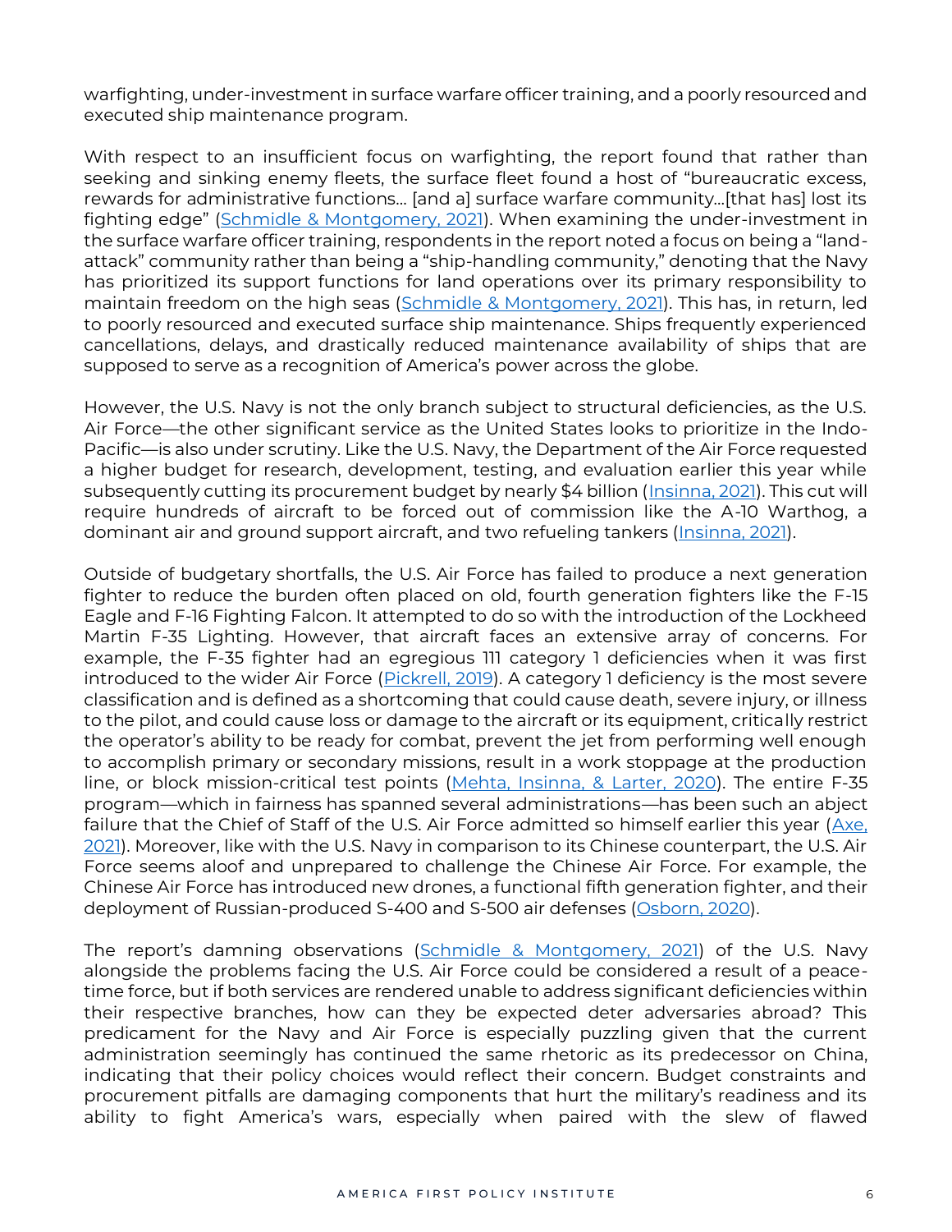warfighting, under-investment in surface warfare officer training, and a poorly resourced and executed ship maintenance program.

With respect to an insufficient focus on warfighting, the report found that rather than seeking and sinking enemy fleets, the surface fleet found a host of "bureaucratic excess, rewards for administrative functions... [and a] surface warfare community...[that has] lost its fighting edge" (Schmidle & Montgomery, 2021). When examining the under-investment in the surface warfare officer training, respondents in the report noted a focus on being a "land-attack" community rather than being a "ship-handling community," denoting that the Navy has prioritized its support functions for land operations over its primary responsibility to maintain freedom on the high seas (Schmidle & Montgomery, 2021). This has, in return, led to poorly resourced and executed surface ship maintenance. Ships frequently experienced cancellations, delays, and drastically reduced maintenance availability of ships that are supposed to serve as a recognition of America's power across the globe.

However, the U.S. Navy is not the only branch subject to structural deficiencies, as the U.S. Air Force—the other significant service as the United States looks to prioritize in the Indo-Pacific—is also under scrutiny. Like the U.S. Navy, the Department of the Air Force requested a higher budget for research, development, testing, and evaluation earlier this year while subsequently cutting its procurement budget by nearly $4 billion (Insinna, 2021). This cut will require hundreds of aircraft to be forced out of commission like the A-10 Warthog, a dominant air and ground support aircraft, and two refueling tankers (Insinna, 2021).

Outside of budgetary shortfalls, the U.S. Air Force has failed to produce a next generation fighter to reduce the burden often placed on old, fourth generation fighters like the F-15 Eagle and F-16 Fighting Falcon. It attempted to do so with the introduction of the Lockheed Martin F-35 Lighting. However, that aircraft faces an extensive array of concerns. For example, the F-35 fighter had an egregious 111 category 1 deficiencies when it was first introduced to the wider Air Force (Pickrell, 2019). A category 1 deficiency is the most severe classification and is defined as a shortcoming that could cause death, severe injury, or illness to the pilot, and could cause loss or damage to the aircraft or its equipment, critically restrict the operator's ability to be ready for combat, prevent the jet from performing well enough to accomplish primary or secondary missions, result in a work stoppage at the production line, or block mission-critical test points (Mehta, Insinna, & Larter, 2020). The entire F-35 program—which in fairness has spanned several administrations—has been such an abject failure that the Chief of Staff of the U.S. Air Force admitted so himself earlier this year (Axe, 2021). Moreover, like with the U.S. Navy in comparison to its Chinese counterpart, the U.S. Air Force seems aloof and unprepared to challenge the Chinese Air Force. For example, the Chinese Air Force has introduced new drones, a functional fifth generation fighter, and their deployment of Russian-produced S-400 and S-500 air defenses (Osborn, 2020).

The report's damning observations (Schmidle & Montgomery, 2021) of the U.S. Navy alongside the problems facing the U.S. Air Force could be considered a result of a peace-time force, but if both services are rendered unable to address significant deficiencies within their respective branches, how can they be expected deter adversaries abroad? This predicament for the Navy and Air Force is especially puzzling given that the current administration seemingly has continued the same rhetoric as its predecessor on China, indicating that their policy choices would reflect their concern. Budget constraints and procurement pitfalls are damaging components that hurt the military's readiness and its ability to fight America's wars, especially when paired with the slew of flawed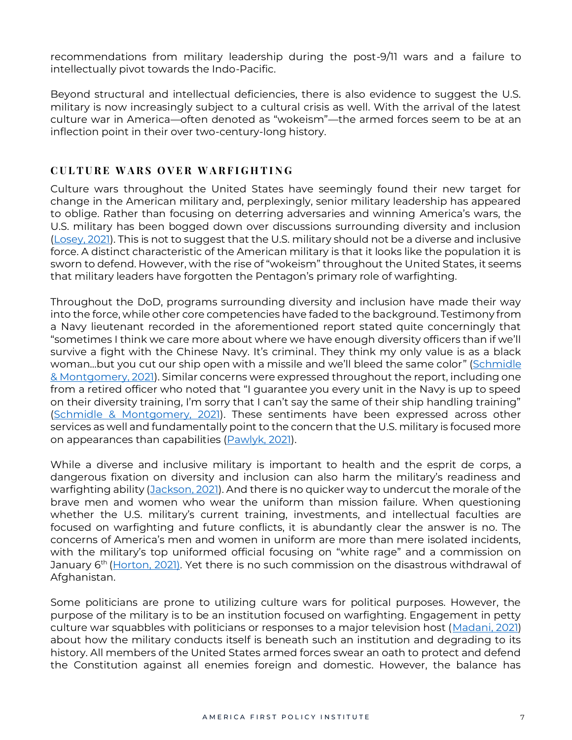recommendations from military leadership during the post-9/11 wars and a failure to intellectually pivot towards the Indo-Pacific.

Beyond structural and intellectual deficiencies, there is also evidence to suggest the U.S. military is now increasingly subject to a cultural crisis as well. With the arrival of the latest culture war in America—often denoted as "wokeism"—the armed forces seem to be at an inflection point in their over two-century-long history.

## CULTURE WARS OVER WARFIGHTING

Culture wars throughout the United States have seemingly found their new target for change in the American military and, perplexingly, senior military leadership has appeared to oblige. Rather than focusing on deterring adversaries and winning America's wars, the U.S. military has been bogged down over discussions surrounding diversity and inclusion (Losey, 2021). This is not to suggest that the U.S. military should not be a diverse and inclusive force. A distinct characteristic of the American military is that it looks like the population it is sworn to defend. However, with the rise of "wokeism" throughout the United States, it seems that military leaders have forgotten the Pentagon's primary role of warfighting.

Throughout the DoD, programs surrounding diversity and inclusion have made their way into the force, while other core competencies have faded to the background. Testimony from a Navy lieutenant recorded in the aforementioned report stated quite concerningly that "sometimes I think we care more about where we have enough diversity officers than if we'll survive a fight with the Chinese Navy. It's criminal. They think my only value is as a black woman…but you cut our ship open with a missile and we'll bleed the same color" (Schmidle & Montgomery, 2021). Similar concerns were expressed throughout the report, including one from a retired officer who noted that "I guarantee you every unit in the Navy is up to speed on their diversity training, I'm sorry that I can't say the same of their ship handling training" (Schmidle & Montgomery, 2021). These sentiments have been expressed across other services as well and fundamentally point to the concern that the U.S. military is focused more on appearances than capabilities (Pawlyk, 2021).

While a diverse and inclusive military is important to health and the esprit de corps, a dangerous fixation on diversity and inclusion can also harm the military's readiness and warfighting ability (Jackson, 2021). And there is no quicker way to undercut the morale of the brave men and women who wear the uniform than mission failure. When questioning whether the U.S. military's current training, investments, and intellectual faculties are focused on warfighting and future conflicts, it is abundantly clear the answer is no. The concerns of America's men and women in uniform are more than mere isolated incidents, with the military's top uniformed official focusing on "white rage" and a commission on January 6th (Horton, 2021). Yet there is no such commission on the disastrous withdrawal of Afghanistan.

Some politicians are prone to utilizing culture wars for political purposes. However, the purpose of the military is to be an institution focused on warfighting. Engagement in petty culture war squabbles with politicians or responses to a major television host (Madani, 2021) about how the military conducts itself is beneath such an institution and degrading to its history. All members of the United States armed forces swear an oath to protect and defend the Constitution against all enemies foreign and domestic. However, the balance has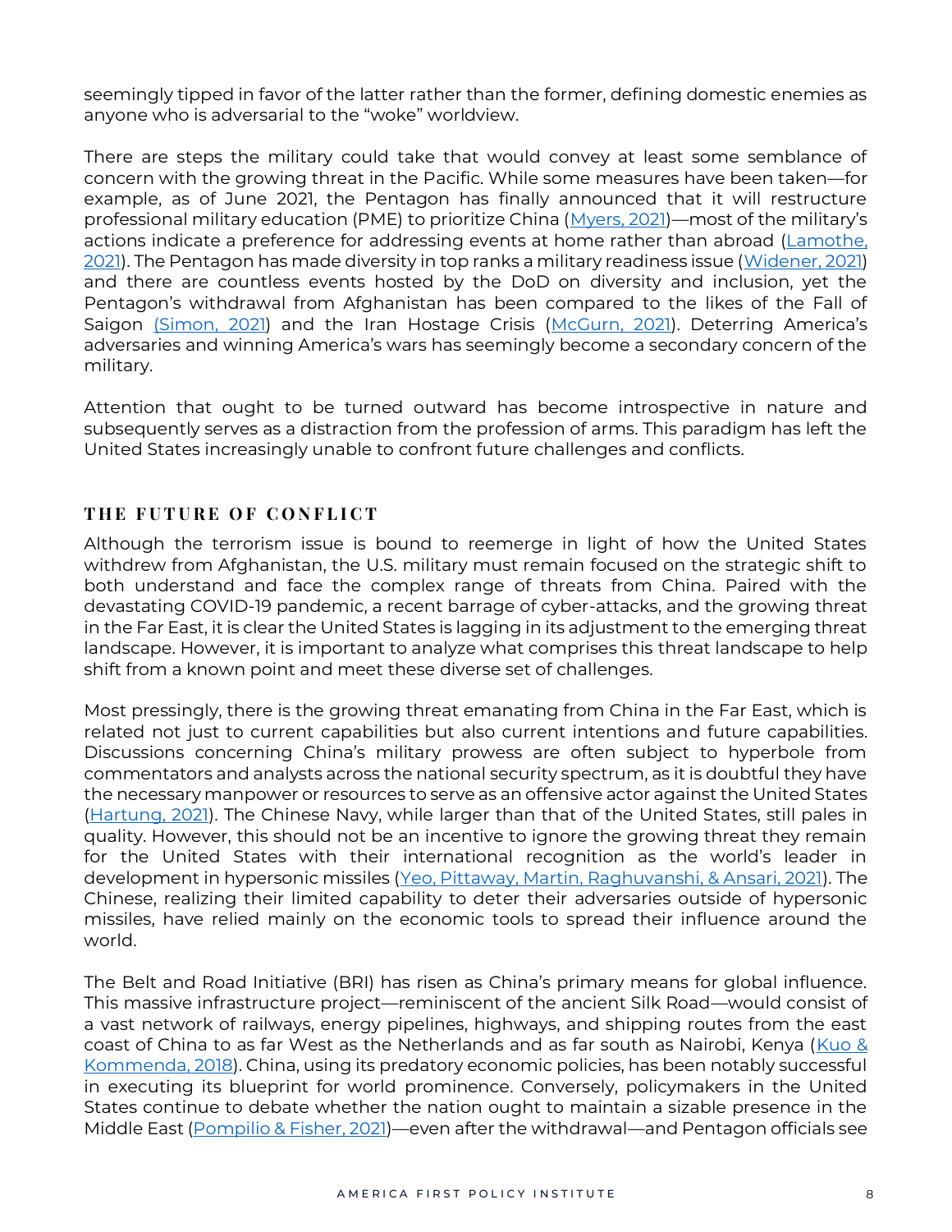seemingly tipped in favor of the latter rather than the former, defining domestic enemies as anyone who is adversarial to the "woke" worldview.

There are steps the military could take that would convey at least some semblance of concern with the growing threat in the Pacific. While some measures have been taken—for example, as of June 2021, the Pentagon has finally announced that it will restructure professional military education (PME) to prioritize China (Myers, 2021)—most of the military's actions indicate a preference for addressing events at home rather than abroad (Lamothe, 2021). The Pentagon has made diversity in top ranks a military readiness issue (Widener, 2021) and there are countless events hosted by the DoD on diversity and inclusion, yet the Pentagon's withdrawal from Afghanistan has been compared to the likes of the Fall of Saigon (Simon, 2021) and the Iran Hostage Crisis (McGurn, 2021). Deterring America's adversaries and winning America's wars has seemingly become a secondary concern of the military.

Attention that ought to be turned outward has become introspective in nature and subsequently serves as a distraction from the profession of arms. This paradigm has left the United States increasingly unable to confront future challenges and conflicts.

## THE FUTURE OF CONFLICT

Although the terrorism issue is bound to reemerge in light of how the United States withdrew from Afghanistan, the U.S. military must remain focused on the strategic shift to both understand and face the complex range of threats from China. Paired with the devastating COVID-19 pandemic, a recent barrage of cyber-attacks, and the growing threat in the Far East, it is clear the United States is lagging in its adjustment to the emerging threat landscape. However, it is important to analyze what comprises this threat landscape to help shift from a known point and meet these diverse set of challenges.

Most pressingly, there is the growing threat emanating from China in the Far East, which is related not just to current capabilities but also current intentions and future capabilities. Discussions concerning China's military prowess are often subject to hyperbole from commentators and analysts across the national security spectrum, as it is doubtful they have the necessary manpower or resources to serve as an offensive actor against the United States (Hartung, 2021). The Chinese Navy, while larger than that of the United States, still pales in quality. However, this should not be an incentive to ignore the growing threat they remain for the United States with their international recognition as the world's leader in development in hypersonic missiles (Yeo, Pittaway, Martin, Raghuvanshi, & Ansari, 2021). The Chinese, realizing their limited capability to deter their adversaries outside of hypersonic missiles, have relied mainly on the economic tools to spread their influence around the world.

The Belt and Road Initiative (BRI) has risen as China's primary means for global influence. This massive infrastructure project—reminiscent of the ancient Silk Road—would consist of a vast network of railways, energy pipelines, highways, and shipping routes from the east coast of China to as far West as the Netherlands and as far south as Nairobi, Kenya (Kuo & Kommenda, 2018). China, using its predatory economic policies, has been notably successful in executing its blueprint for world prominence. Conversely, policymakers in the United States continue to debate whether the nation ought to maintain a sizable presence in the Middle East (Pompilio & Fisher, 2021)—even after the withdrawal—and Pentagon officials see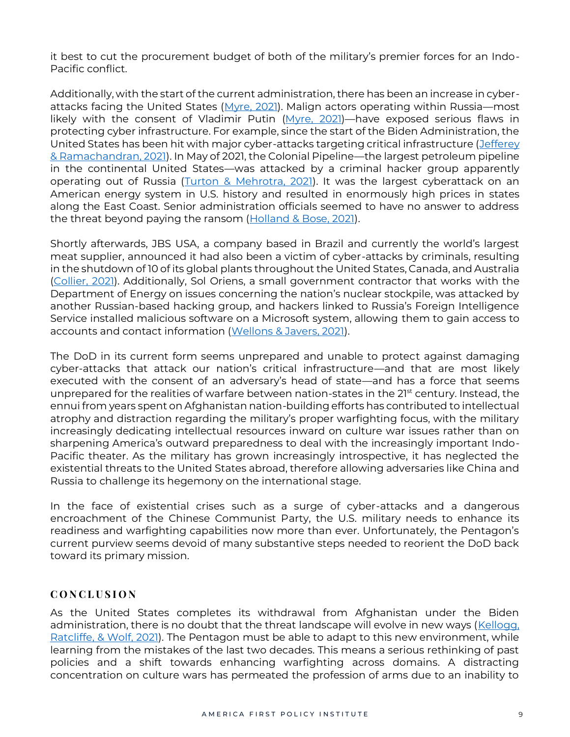it best to cut the procurement budget of both of the military's premier forces for an Indo-Pacific conflict.

Additionally, with the start of the current administration, there has been an increase in cyber-attacks facing the United States (Myre, 2021). Malign actors operating within Russia—most likely with the consent of Vladimir Putin (Myre, 2021)—have exposed serious flaws in protecting cyber infrastructure. For example, since the start of the Biden Administration, the United States has been hit with major cyber-attacks targeting critical infrastructure (Jefferey & Ramachandran, 2021). In May of 2021, the Colonial Pipeline—the largest petroleum pipeline in the continental United States—was attacked by a criminal hacker group apparently operating out of Russia (Turton & Mehrotra, 2021). It was the largest cyberattack on an American energy system in U.S. history and resulted in enormously high prices in states along the East Coast. Senior administration officials seemed to have no answer to address the threat beyond paying the ransom (Holland & Bose, 2021).

Shortly afterwards, JBS USA, a company based in Brazil and currently the world's largest meat supplier, announced it had also been a victim of cyber-attacks by criminals, resulting in the shutdown of 10 of its global plants throughout the United States, Canada, and Australia (Collier, 2021). Additionally, Sol Oriens, a small government contractor that works with the Department of Energy on issues concerning the nation's nuclear stockpile, was attacked by another Russian-based hacking group, and hackers linked to Russia's Foreign Intelligence Service installed malicious software on a Microsoft system, allowing them to gain access to accounts and contact information (Wellons & Javers, 2021).

The DoD in its current form seems unprepared and unable to protect against damaging cyber-attacks that attack our nation's critical infrastructure—and that are most likely executed with the consent of an adversary's head of state—and has a force that seems unprepared for the realities of warfare between nation-states in the 21st century. Instead, the ennui from years spent on Afghanistan nation-building efforts has contributed to intellectual atrophy and distraction regarding the military's proper warfighting focus, with the military increasingly dedicating intellectual resources inward on culture war issues rather than on sharpening America's outward preparedness to deal with the increasingly important Indo-Pacific theater. As the military has grown increasingly introspective, it has neglected the existential threats to the United States abroad, therefore allowing adversaries like China and Russia to challenge its hegemony on the international stage.

In the face of existential crises such as a surge of cyber-attacks and a dangerous encroachment of the Chinese Communist Party, the U.S. military needs to enhance its readiness and warfighting capabilities now more than ever. Unfortunately, the Pentagon's current purview seems devoid of many substantive steps needed to reorient the DoD back toward its primary mission.

## CONCLUSION

As the United States completes its withdrawal from Afghanistan under the Biden administration, there is no doubt that the threat landscape will evolve in new ways (Kellogg, Ratcliffe, & Wolf, 2021). The Pentagon must be able to adapt to this new environment, while learning from the mistakes of the last two decades. This means a serious rethinking of past policies and a shift towards enhancing warfighting across domains. A distracting concentration on culture wars has permeated the profession of arms due to an inability to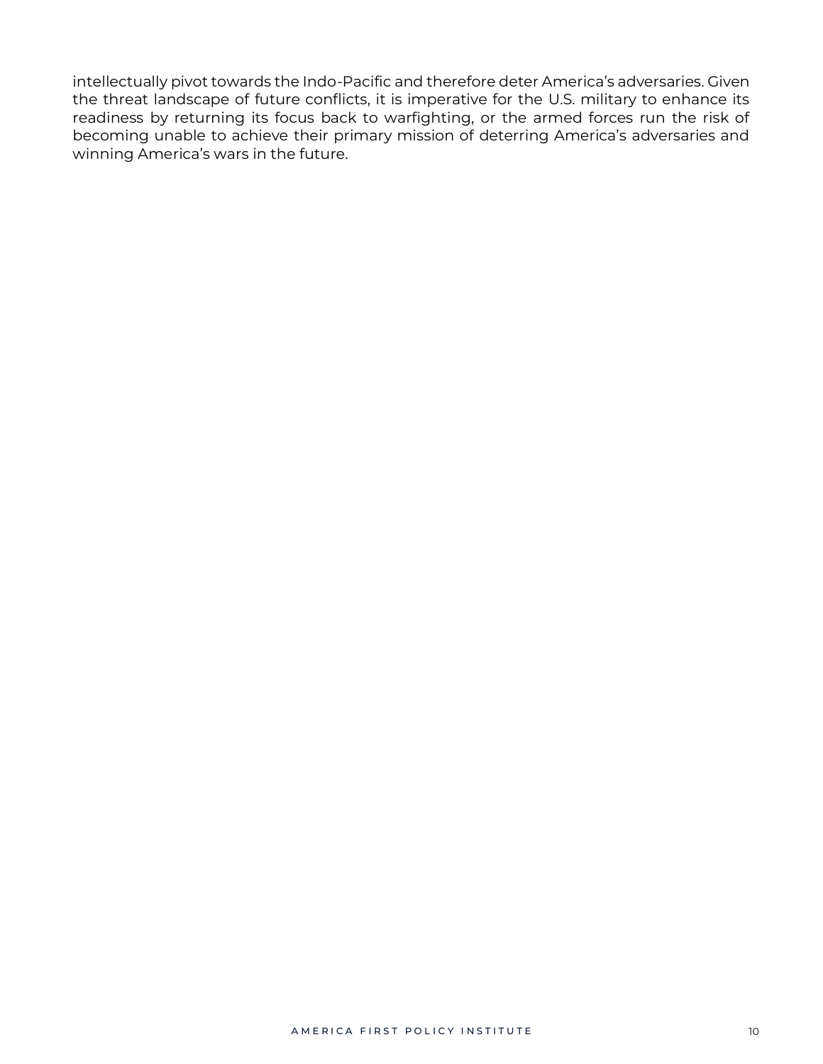intellectually pivot towards the Indo-Pacific and therefore deter America's adversaries. Given the threat landscape of future conflicts, it is imperative for the U.S. military to enhance its readiness by returning its focus back to warfighting, or the armed forces run the risk of becoming unable to achieve their primary mission of deterring America's adversaries and winning America's wars in the future.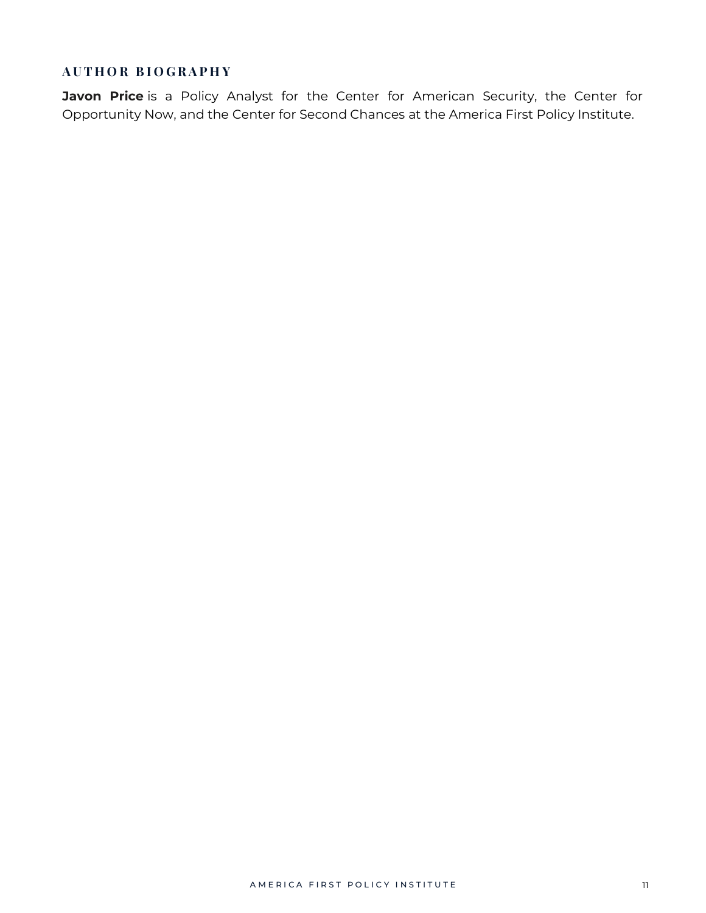## AUTHOR BIOGRAPHY

**Javon Price** is a Policy Analyst for the Center for American Security, the Center for Opportunity Now, and the Center for Second Chances at the America First Policy Institute.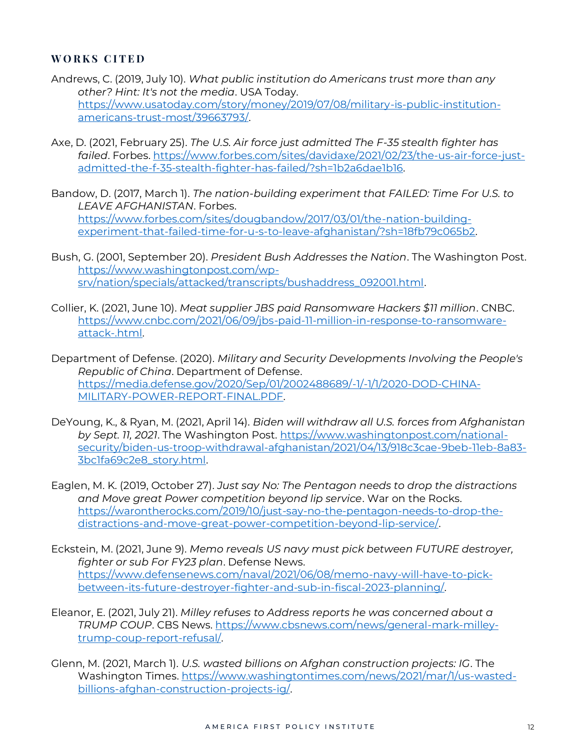### WORKS CITED

Andrews, C. (2019, July 10). *What public institution do Americans trust more than any other? Hint: It's not the media*. USA Today. https://www.usatoday.com/story/money/2019/07/08/military-is-public-institution-americans-trust-most/39663793/.

Axe, D. (2021, February 25). *The U.S. Air force just admitted The F-35 stealth fighter has failed*. Forbes. https://www.forbes.com/sites/davidaxe/2021/02/23/the-us-air-force-just-admitted-the-f-35-stealth-fighter-has-failed/?sh=1b2a6dae1b16.

Bandow, D. (2017, March 1). *The nation-building experiment that FAILED: Time For U.S. to LEAVE AFGHANISTAN*. Forbes. https://www.forbes.com/sites/dougbandow/2017/03/01/the-nation-building-experiment-that-failed-time-for-u-s-to-leave-afghanistan/?sh=18fb79c065b2.

Bush, G. (2001, September 20). *President Bush Addresses the Nation*. The Washington Post. https://www.washingtonpost.com/wp-srv/nation/specials/attacked/transcripts/bushaddress_092001.html.

Collier, K. (2021, June 10). *Meat supplier JBS paid Ransomware Hackers $11 million*. CNBC. https://www.cnbc.com/2021/06/09/jbs-paid-11-million-in-response-to-ransomware-attack-.html.

Department of Defense. (2020). *Military and Security Developments Involving the People's Republic of China*. Department of Defense. https://media.defense.gov/2020/Sep/01/2002488689/-1/-1/1/2020-DOD-CHINA-MILITARY-POWER-REPORT-FINAL.PDF.

DeYoung, K., & Ryan, M. (2021, April 14). *Biden will withdraw all U.S. forces from Afghanistan by Sept. 11, 2021*. The Washington Post. https://www.washingtonpost.com/national-security/biden-us-troop-withdrawal-afghanistan/2021/04/13/918c3cae-9beb-11eb-8a83-3bc1fa69c2e8_story.html.

Eaglen, M. K. (2019, October 27). *Just say No: The Pentagon needs to drop the distractions and Move great Power competition beyond lip service*. War on the Rocks. https://warontherocks.com/2019/10/just-say-no-the-pentagon-needs-to-drop-the-distractions-and-move-great-power-competition-beyond-lip-service/.

Eckstein, M. (2021, June 9). *Memo reveals US navy must pick between FUTURE destroyer, fighter or sub For FY23 plan*. Defense News. https://www.defensenews.com/naval/2021/06/08/memo-navy-will-have-to-pick-between-its-future-destroyer-fighter-and-sub-in-fiscal-2023-planning/.

Eleanor, E. (2021, July 21). *Milley refuses to Address reports he was concerned about a TRUMP COUP*. CBS News. https://www.cbsnews.com/news/general-mark-milley-trump-coup-report-refusal/.

Glenn, M. (2021, March 1). *U.S. wasted billions on Afghan construction projects: IG*. The Washington Times. https://www.washingtontimes.com/news/2021/mar/1/us-wasted-billions-afghan-construction-projects-ig/.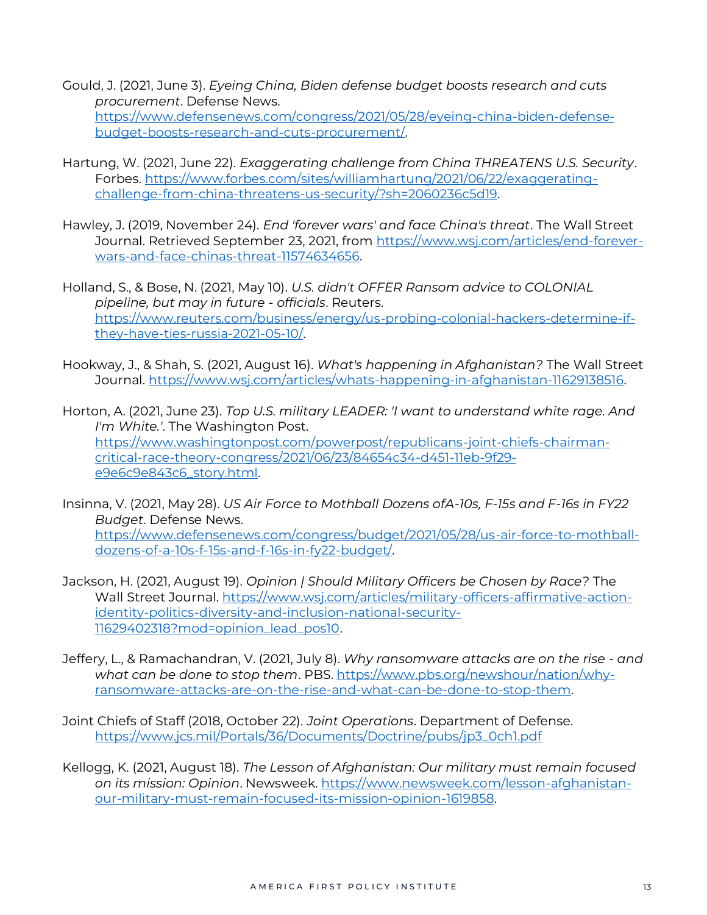Gould, J. (2021, June 3). *Eyeing China, Biden defense budget boosts research and cuts procurement*. Defense News. https://www.defensenews.com/congress/2021/05/28/eyeing-china-biden-defense-budget-boosts-research-and-cuts-procurement/.

Hartung, W. (2021, June 22). *Exaggerating challenge from China THREATENS U.S. Security*. Forbes. https://www.forbes.com/sites/williamhartung/2021/06/22/exaggerating-challenge-from-china-threatens-us-security/?sh=2060236c5d19.

Hawley, J. (2019, November 24). *End 'forever wars' and face China's threat*. The Wall Street Journal. Retrieved September 23, 2021, from https://www.wsj.com/articles/end-forever-wars-and-face-chinas-threat-11574634656.

Holland, S., & Bose, N. (2021, May 10). *U.S. didn't OFFER Ransom advice to COLONIAL pipeline, but may in future - officials*. Reuters. https://www.reuters.com/business/energy/us-probing-colonial-hackers-determine-if-they-have-ties-russia-2021-05-10/.

Hookway, J., & Shah, S. (2021, August 16). *What's happening in Afghanistan?* The Wall Street Journal. https://www.wsj.com/articles/whats-happening-in-afghanistan-11629138516.

Horton, A. (2021, June 23). *Top U.S. military LEADER: 'I want to understand white rage. And I'm White.'*. The Washington Post. https://www.washingtonpost.com/powerpost/republicans-joint-chiefs-chairman-critical-race-theory-congress/2021/06/23/84654c34-d451-11eb-9f29-e9e6c9e843c6_story.html.

Insinna, V. (2021, May 28). *US Air Force to Mothball Dozens ofA-10s, F-15s and F-16s in FY22 Budget*. Defense News. https://www.defensenews.com/congress/budget/2021/05/28/us-air-force-to-mothball-dozens-of-a-10s-f-15s-and-f-16s-in-fy22-budget/.

Jackson, H. (2021, August 19). *Opinion | Should Military Officers be Chosen by Race?* The Wall Street Journal. https://www.wsj.com/articles/military-officers-affirmative-action-identity-politics-diversity-and-inclusion-national-security-11629402318?mod=opinion_lead_pos10.

Jeffery, L., & Ramachandran, V. (2021, July 8). *Why ransomware attacks are on the rise - and what can be done to stop them*. PBS. https://www.pbs.org/newshour/nation/why-ransomware-attacks-are-on-the-rise-and-what-can-be-done-to-stop-them.

Joint Chiefs of Staff (2018, October 22). *Joint Operations*. Department of Defense. https://www.jcs.mil/Portals/36/Documents/Doctrine/pubs/jp3_0ch1.pdf

Kellogg, K. (2021, August 18). *The Lesson of Afghanistan: Our military must remain focused on its mission: Opinion*. Newsweek. https://www.newsweek.com/lesson-afghanistan-our-military-must-remain-focused-its-mission-opinion-1619858.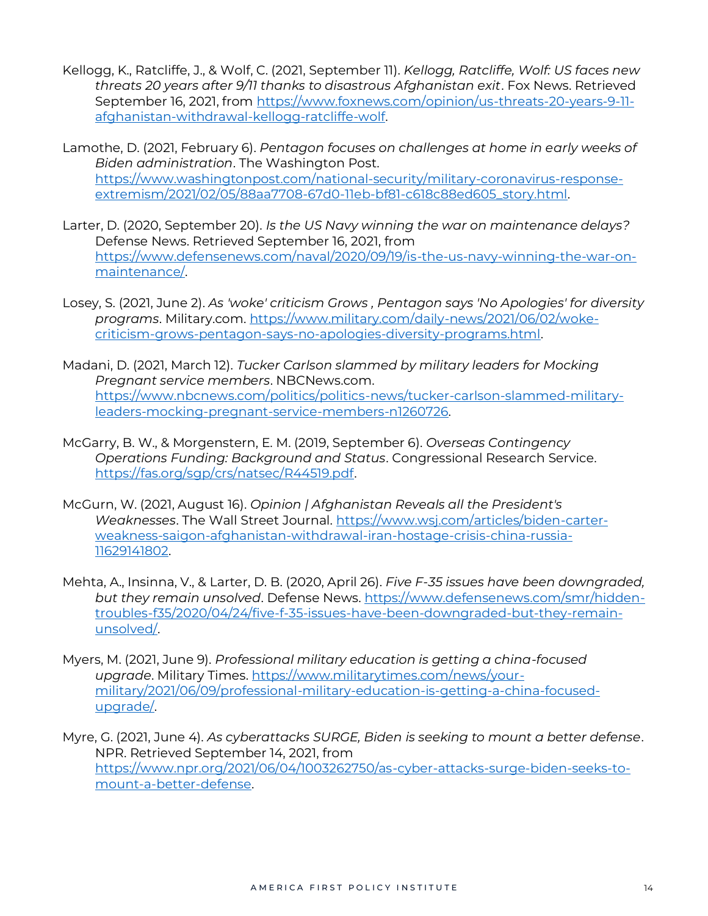Kellogg, K., Ratcliffe, J., & Wolf, C. (2021, September 11). *Kellogg, Ratcliffe, Wolf: US faces new threats 20 years after 9/11 thanks to disastrous Afghanistan exit*. Fox News. Retrieved September 16, 2021, from https://www.foxnews.com/opinion/us-threats-20-years-9-11-afghanistan-withdrawal-kellogg-ratcliffe-wolf.

Lamothe, D. (2021, February 6). *Pentagon focuses on challenges at home in early weeks of Biden administration*. The Washington Post. https://www.washingtonpost.com/national-security/military-coronavirus-response-extremism/2021/02/05/88aa7708-67d0-11eb-bf81-c618c88ed605_story.html.

Larter, D. (2020, September 20). *Is the US Navy winning the war on maintenance delays?* Defense News. Retrieved September 16, 2021, from https://www.defensenews.com/naval/2020/09/19/is-the-us-navy-winning-the-war-on-maintenance/.

Losey, S. (2021, June 2). *As 'woke' criticism Grows , Pentagon says 'No Apologies' for diversity programs*. Military.com. https://www.military.com/daily-news/2021/06/02/woke-criticism-grows-pentagon-says-no-apologies-diversity-programs.html.

Madani, D. (2021, March 12). *Tucker Carlson slammed by military leaders for Mocking Pregnant service members*. NBCNews.com. https://www.nbcnews.com/politics/politics-news/tucker-carlson-slammed-military-leaders-mocking-pregnant-service-members-n1260726.

McGarry, B. W., & Morgenstern, E. M. (2019, September 6). *Overseas Contingency Operations Funding: Background and Status*. Congressional Research Service. https://fas.org/sgp/crs/natsec/R44519.pdf.

McGurn, W. (2021, August 16). *Opinion | Afghanistan Reveals all the President's Weaknesses*. The Wall Street Journal. https://www.wsj.com/articles/biden-carter-weakness-saigon-afghanistan-withdrawal-iran-hostage-crisis-china-russia-11629141802.

Mehta, A., Insinna, V., & Larter, D. B. (2020, April 26). *Five F-35 issues have been downgraded, but they remain unsolved*. Defense News. https://www.defensenews.com/smr/hidden-troubles-f35/2020/04/24/five-f-35-issues-have-been-downgraded-but-they-remain-unsolved/.

Myers, M. (2021, June 9). *Professional military education is getting a china-focused upgrade*. Military Times. https://www.militarytimes.com/news/your-military/2021/06/09/professional-military-education-is-getting-a-china-focused-upgrade/.

Myre, G. (2021, June 4). *As cyberattacks SURGE, Biden is seeking to mount a better defense*. NPR. Retrieved September 14, 2021, from https://www.npr.org/2021/06/04/1003262750/as-cyber-attacks-surge-biden-seeks-to-mount-a-better-defense.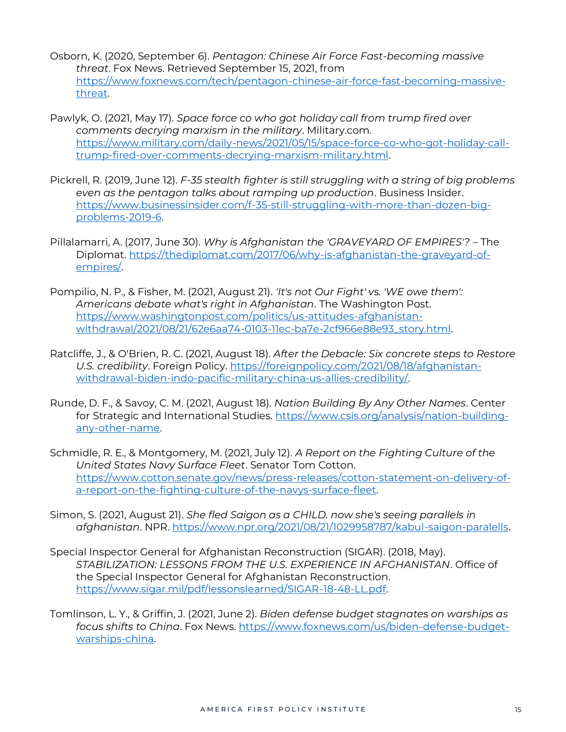Osborn, K. (2020, September 6). *Pentagon: Chinese Air Force Fast-becoming massive threat*. Fox News. Retrieved September 15, 2021, from [https://www.foxnews.com/tech/pentagon-chinese-air-force-fast-becoming-massive-threat](https://www.foxnews.com/tech/pentagon-chinese-air-force-fast-becoming-massive-threat).

Pawlyk, O. (2021, May 17). *Space force co who got holiday call from trump fired over comments decrying marxism in the military*. Military.com. [https://www.military.com/daily-news/2021/05/15/space-force-co-who-got-holiday-call-trump-fired-over-comments-decrying-marxism-military.html](https://www.military.com/daily-news/2021/05/15/space-force-co-who-got-holiday-call-trump-fired-over-comments-decrying-marxism-military.html).

Pickrell, R. (2019, June 12). *F-35 stealth fighter is still struggling with a string of big problems even as the pentagon talks about ramping up production*. Business Insider. [https://www.businessinsider.com/f-35-still-struggling-with-more-than-dozen-big-problems-2019-6](https://www.businessinsider.com/f-35-still-struggling-with-more-than-dozen-big-problems-2019-6).

Pillalamarri, A. (2017, June 30). *Why is Afghanistan the 'GRAVEYARD OF EMPIRES'?* – The Diplomat. [https://thediplomat.com/2017/06/why-is-afghanistan-the-graveyard-of-empires/](https://thediplomat.com/2017/06/why-is-afghanistan-the-graveyard-of-empires/).

Pompilio, N. P., & Fisher, M. (2021, August 21). *'It's not Our Fight' vs. 'WE owe them': Americans debate what's right in Afghanistan*. The Washington Post. [https://www.washingtonpost.com/politics/us-attitudes-afghanistan-withdrawal/2021/08/21/62e6aa74-0103-11ec-ba7e-2cf966e88e93_story.html](https://www.washingtonpost.com/politics/us-attitudes-afghanistan-withdrawal/2021/08/21/62e6aa74-0103-11ec-ba7e-2cf966e88e93_story.html).

Ratcliffe, J., & O'Brien, R. C. (2021, August 18). *After the Debacle: Six concrete steps to Restore U.S. credibility*. Foreign Policy. [https://foreignpolicy.com/2021/08/18/afghanistan-withdrawal-biden-indo-pacific-military-china-us-allies-credibility/](https://foreignpolicy.com/2021/08/18/afghanistan-withdrawal-biden-indo-pacific-military-china-us-allies-credibility/).

Runde, D. F., & Savoy, C. M. (2021, August 18). *Nation Building By Any Other Names*. Center for Strategic and International Studies. [https://www.csis.org/analysis/nation-building-any-other-name](https://www.csis.org/analysis/nation-building-any-other-name).

Schmidle, R. E., & Montgomery, M. (2021, July 12). *A Report on the Fighting Culture of the United States Navy Surface Fleet*. Senator Tom Cotton. [https://www.cotton.senate.gov/news/press-releases/cotton-statement-on-delivery-of-a-report-on-the-fighting-culture-of-the-navys-surface-fleet](https://www.cotton.senate.gov/news/press-releases/cotton-statement-on-delivery-of-a-report-on-the-fighting-culture-of-the-navys-surface-fleet).

Simon, S. (2021, August 21). *She fled Saigon as a CHILD. now she's seeing parallels in afghanistan*. NPR. [https://www.npr.org/2021/08/21/1029958787/kabul-saigon-paralells](https://www.npr.org/2021/08/21/1029958787/kabul-saigon-paralells).

Special Inspector General for Afghanistan Reconstruction (SIGAR). (2018, May). *STABILIZATION: LESSONS FROM THE U.S. EXPERIENCE IN AFGHANISTAN*. Office of the Special Inspector General for Afghanistan Reconstruction. [https://www.sigar.mil/pdf/lessonslearned/SIGAR-18-48-LL.pdf](https://www.sigar.mil/pdf/lessonslearned/SIGAR-18-48-LL.pdf).

Tomlinson, L. Y., & Griffin, J. (2021, June 2). *Biden defense budget stagnates on warships as focus shifts to China*. Fox News. [https://www.foxnews.com/us/biden-defense-budget-warships-china](https://www.foxnews.com/us/biden-defense-budget-warships-china).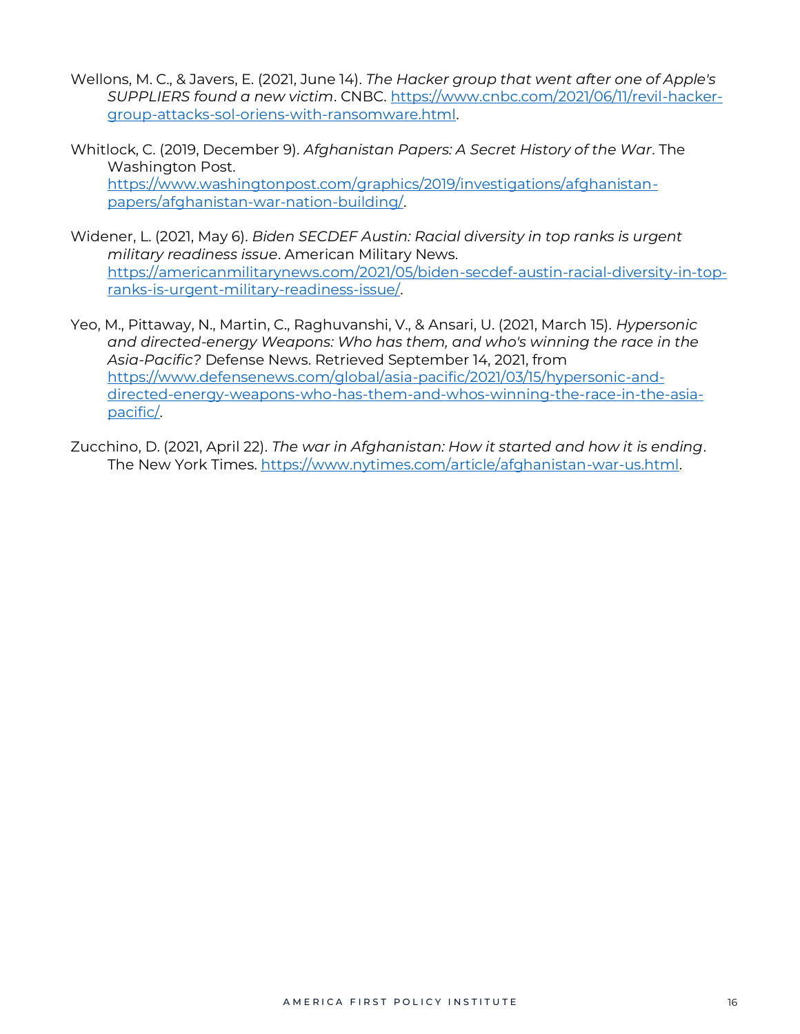Wellons, M. C., & Javers, E. (2021, June 14). *The Hacker group that went after one of Apple's SUPPLIERS found a new victim*. CNBC. https://www.cnbc.com/2021/06/11/revil-hacker-group-attacks-sol-oriens-with-ransomware.html.

Whitlock, C. (2019, December 9). *Afghanistan Papers: A Secret History of the War*. The Washington Post. https://www.washingtonpost.com/graphics/2019/investigations/afghanistan-papers/afghanistan-war-nation-building/.

Widener, L. (2021, May 6). *Biden SECDEF Austin: Racial diversity in top ranks is urgent military readiness issue*. American Military News. https://americanmilitarynews.com/2021/05/biden-secdef-austin-racial-diversity-in-top-ranks-is-urgent-military-readiness-issue/.

Yeo, M., Pittaway, N., Martin, C., Raghuvanshi, V., & Ansari, U. (2021, March 15). *Hypersonic and directed-energy Weapons: Who has them, and who's winning the race in the Asia-Pacific?* Defense News. Retrieved September 14, 2021, from https://www.defensenews.com/global/asia-pacific/2021/03/15/hypersonic-and-directed-energy-weapons-who-has-them-and-whos-winning-the-race-in-the-asia-pacific/.

Zucchino, D. (2021, April 22). *The war in Afghanistan: How it started and how it is ending*. The New York Times. https://www.nytimes.com/article/afghanistan-war-us.html.